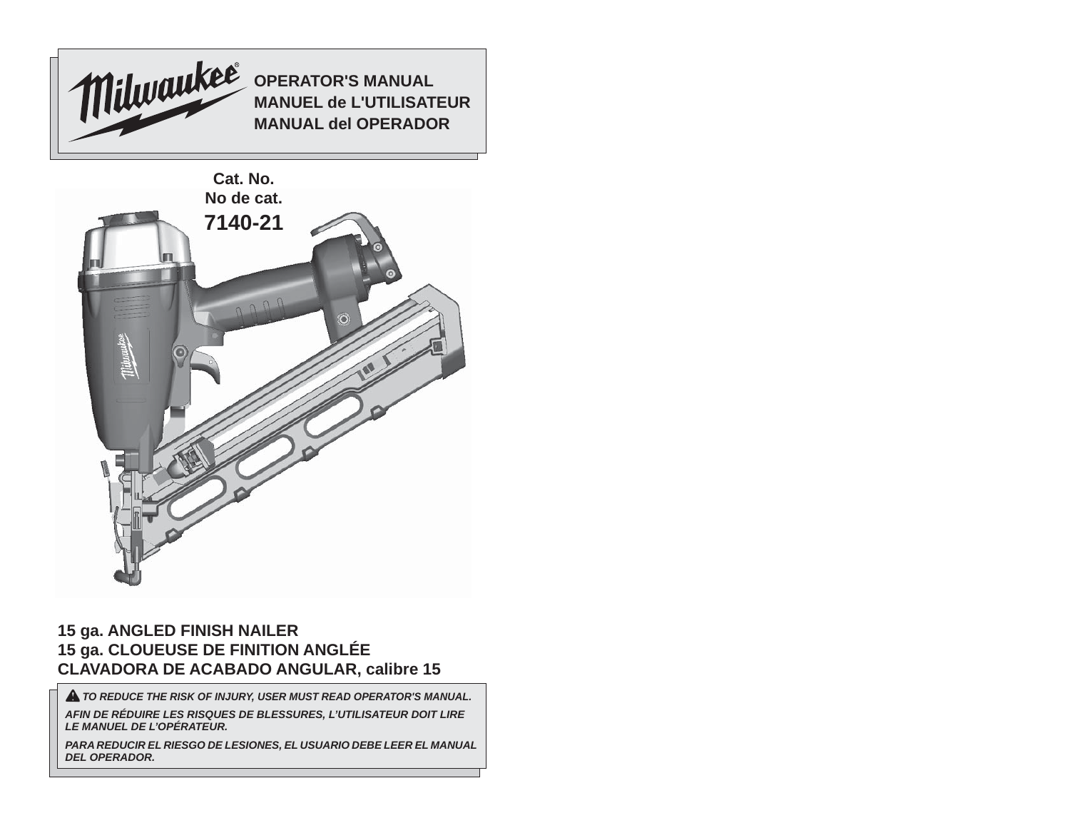**OPERATOR'S MANUAL**
**MANUEL de L'UTILISATEUR**
**MANUAL del OPERADOR**

**Cat. No.**
**No de cat.**
**7140-21**

## 15 ga. ANGLED FINISH NAILER
## 15 ga. CLOUEUSE DE FINITION ANGLÉE
## CLAVADORA DE ACABADO ANGULAR, calibre 15

***⚠ TO REDUCE THE RISK OF INJURY, USER MUST READ OPERATOR'S MANUAL.***

***AFIN DE RÉDUIRE LES RISQUES DE BLESSURES, L'UTILISATEUR DOIT LIRE LE MANUEL DE L'OPÉRATEUR.***

***PARA REDUCIR EL RIESGO DE LESIONES, EL USUARIO DEBE LEER EL MANUAL DEL OPERADOR.***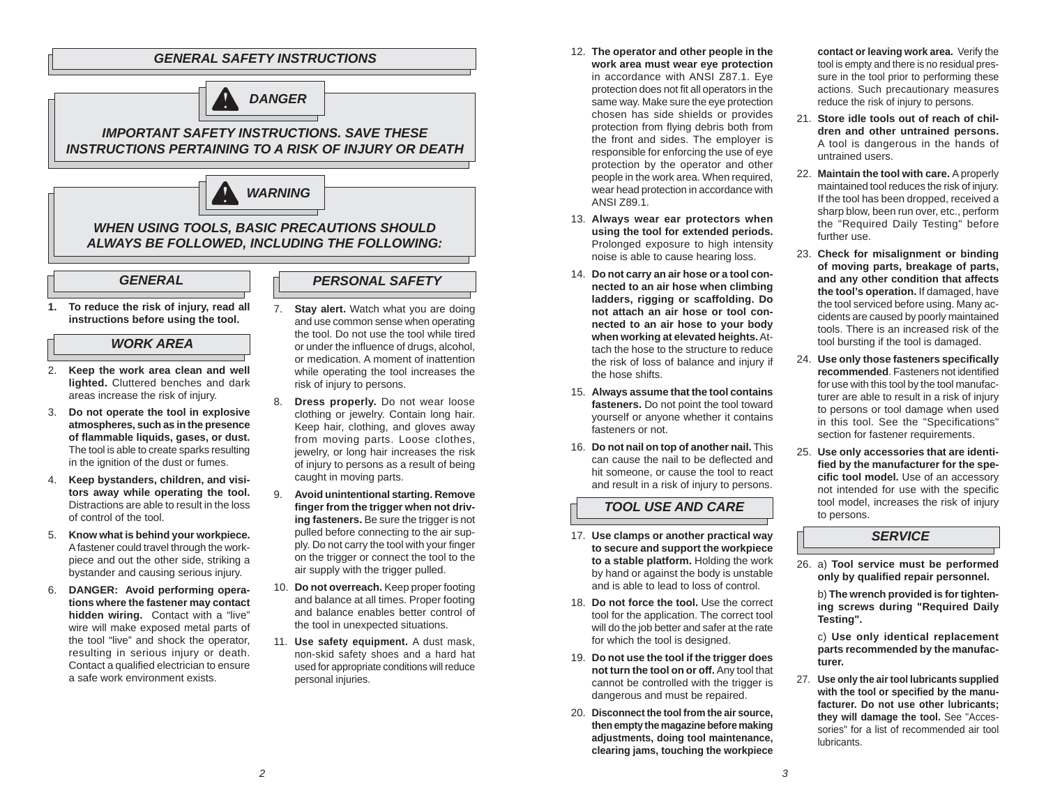## *GENERAL SAFETY INSTRUCTIONS*

### *DANGER*

***IMPORTANT SAFETY INSTRUCTIONS. SAVE THESE INSTRUCTIONS PERTAINING TO A RISK OF INJURY OR DEATH***

### *WARNING*

***WHEN USING TOOLS, BASIC PRECAUTIONS SHOULD ALWAYS BE FOLLOWED, INCLUDING THE FOLLOWING:***

### *GENERAL*

1. **To reduce the risk of injury, read all instructions before using the tool.**

### *WORK AREA*

2. **Keep the work area clean and well lighted.** Cluttered benches and dark areas increase the risk of injury.
3. **Do not operate the tool in explosive atmospheres, such as in the presence of flammable liquids, gases, or dust.** The tool is able to create sparks resulting in the ignition of the dust or fumes.
4. **Keep bystanders, children, and visitors away while operating the tool.** Distractions are able to result in the loss of control of the tool.
5. **Know what is behind your workpiece.** A fastener could travel through the workpiece and out the other side, striking a bystander and causing serious injury.
6. **DANGER: Avoid performing operations where the fastener may contact hidden wiring.** Contact with a "live" wire will make exposed metal parts of the tool "live" and shock the operator, resulting in serious injury or death. Contact a qualified electrician to ensure a safe work environment exists.

### *PERSONAL SAFETY*

7. **Stay alert.** Watch what you are doing and use common sense when operating the tool. Do not use the tool while tired or under the influence of drugs, alcohol, or medication. A moment of inattention while operating the tool increases the risk of injury to persons.
8. **Dress properly.** Do not wear loose clothing or jewelry. Contain long hair. Keep hair, clothing, and gloves away from moving parts. Loose clothes, jewelry, or long hair increases the risk of injury to persons as a result of being caught in moving parts.
9. **Avoid unintentional starting. Remove finger from the trigger when not driving fasteners.** Be sure the trigger is not pulled before connecting to the air supply. Do not carry the tool with your finger on the trigger or connect the tool to the air supply with the trigger pulled.
10. **Do not overreach.** Keep proper footing and balance at all times. Proper footing and balance enables better control of the tool in unexpected situations.
11. **Use safety equipment.** A dust mask, non-skid safety shoes and a hard hat used for appropriate conditions will reduce personal injuries.
12. **The operator and other people in the work area must wear eye protection** in accordance with ANSI Z87.1. Eye protection does not fit all operators in the same way. Make sure the eye protection chosen has side shields or provides protection from flying debris both from the front and sides. The employer is responsible for enforcing the use of eye protection by the operator and other people in the work area. When required, wear head protection in accordance with ANSI Z89.1.
13. **Always wear ear protectors when using the tool for extended periods.** Prolonged exposure to high intensity noise is able to cause hearing loss.
14. **Do not carry an air hose or a tool connected to an air hose when climbing ladders, rigging or scaffolding. Do not attach an air hose or tool connected to an air hose to your body when working at elevated heights.** Attach the hose to the structure to reduce the risk of loss of balance and injury if the hose shifts.
15. **Always assume that the tool contains fasteners.** Do not point the tool toward yourself or anyone whether it contains fasteners or not.
16. **Do not nail on top of another nail.** This can cause the nail to be deflected and hit someone, or cause the tool to react and result in a risk of injury to persons.

### *TOOL USE AND CARE*

17. **Use clamps or another practical way to secure and support the workpiece to a stable platform.** Holding the work by hand or against the body is unstable and is able to lead to loss of control.
18. **Do not force the tool.** Use the correct tool for the application. The correct tool will do the job better and safer at the rate for which the tool is designed.
19. **Do not use the tool if the trigger does not turn the tool on or off.** Any tool that cannot be controlled with the trigger is dangerous and must be repaired.
20. **Disconnect the tool from the air source, then empty the magazine before making adjustments, doing tool maintenance, clearing jams, touching the workpiece contact or leaving work area.** Verify the tool is empty and there is no residual pressure in the tool prior to performing these actions. Such precautionary measures reduce the risk of injury to persons.
21. **Store idle tools out of reach of children and other untrained persons.** A tool is dangerous in the hands of untrained users.
22. **Maintain the tool with care.** A properly maintained tool reduces the risk of injury. If the tool has been dropped, received a sharp blow, been run over, etc., perform the "Required Daily Testing" before further use.
23. **Check for misalignment or binding of moving parts, breakage of parts, and any other condition that affects the tool's operation.** If damaged, have the tool serviced before using. Many accidents are caused by poorly maintained tools. There is an increased risk of the tool bursting if the tool is damaged.
24. **Use only those fasteners specifically recommended**. Fasteners not identified for use with this tool by the tool manufacturer are able to result in a risk of injury to persons or tool damage when used in this tool. See the "Specifications" section for fastener requirements.
25. **Use only accessories that are identified by the manufacturer for the specific tool model.** Use of an accessory not intended for use with the specific tool model, increases the risk of injury to persons.

### *SERVICE*

26. a) **Tool service must be performed only by qualified repair personnel.**

    b) **The wrench provided is for tightening screws during "Required Daily Testing".**

    c) **Use only identical replacement parts recommended by the manufacturer.**
27. **Use only the air tool lubricants supplied with the tool or specified by the manufacturer. Do not use other lubricants; they will damage the tool.** See "Accessories" for a list of recommended air tool lubricants.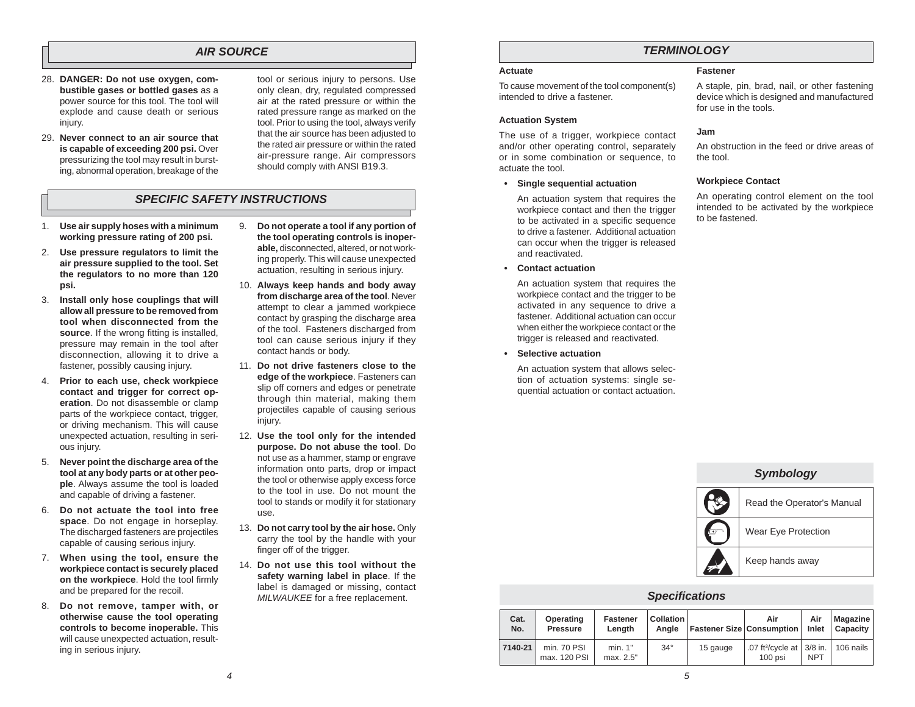## AIR SOURCE

28. **DANGER: Do not use oxygen, combustible gases or bottled gases** as a power source for this tool. The tool will explode and cause death or serious injury.

29. **Never connect to an air source that is capable of exceeding 200 psi.** Over pressurizing the tool may result in bursting, abnormal operation, breakage of the tool or serious injury to persons. Use only clean, dry, regulated compressed air at the rated pressure or within the rated pressure range as marked on the tool. Prior to using the tool, always verify that the air source has been adjusted to the rated air pressure or within the rated air-pressure range. Air compressors should comply with ANSI B19.3.

## SPECIFIC SAFETY INSTRUCTIONS

1. **Use air supply hoses with a minimum working pressure rating of 200 psi.**

2. **Use pressure regulators to limit the air pressure supplied to the tool. Set the regulators to no more than 120 psi.**

3. **Install only hose couplings that will allow all pressure to be removed from tool when disconnected from the source**. If the wrong fitting is installed, pressure may remain in the tool after disconnection, allowing it to drive a fastener, possibly causing injury.

4. **Prior to each use, check workpiece contact and trigger for correct operation**. Do not disassemble or clamp parts of the workpiece contact, trigger, or driving mechanism. This will cause unexpected actuation, resulting in serious injury.

5. **Never point the discharge area of the tool at any body parts or at other people**. Always assume the tool is loaded and capable of driving a fastener.

6. **Do not actuate the tool into free space**. Do not engage in horseplay. The discharged fasteners are projectiles capable of causing serious injury.

7. **When using the tool, ensure the workpiece contact is securely placed on the workpiece**. Hold the tool firmly and be prepared for the recoil.

8. **Do not remove, tamper with, or otherwise cause the tool operating controls to become inoperable.** This will cause unexpected actuation, resulting in serious injury.

9. **Do not operate a tool if any portion of the tool operating controls is inoperable,** disconnected, altered, or not working properly. This will cause unexpected actuation, resulting in serious injury.

10. **Always keep hands and body away from discharge area of the tool**. Never attempt to clear a jammed workpiece contact by grasping the discharge area of the tool. Fasteners discharged from tool can cause serious injury if they contact hands or body.

11. **Do not drive fasteners close to the edge of the workpiece**. Fasteners can slip off corners and edges or penetrate through thin material, making them projectiles capable of causing serious injury.

12. **Use the tool only for the intended purpose. Do not abuse the tool**. Do not use as a hammer, stamp or engrave information onto parts, drop or impact the tool or otherwise apply excess force to the tool in use. Do not mount the tool to stands or modify it for stationary use.

13. **Do not carry tool by the air hose.** Only carry the tool by the handle with your finger off of the trigger.

14. **Do not use this tool without the safety warning label in place**. If the label is damaged or missing, contact *MILWAUKEE* for a free replacement.

## TERMINOLOGY

**Actuate**

To cause movement of the tool component(s) intended to drive a fastener.

**Actuation System**

The use of a trigger, workpiece contact and/or other operating control, separately or in some combination or sequence, to actuate the tool.

- **Single sequential actuation**

  An actuation system that requires the workpiece contact and then the trigger to be activated in a specific sequence to drive a fastener. Additional actuation can occur when the trigger is released and reactivated.

- **Contact actuation**

  An actuation system that requires the workpiece contact and the trigger to be activated in any sequence to drive a fastener. Additional actuation can occur when either the workpiece contact or the trigger is released and reactivated.

- **Selective actuation**

  An actuation system that allows selection of actuation systems: single sequential actuation or contact actuation.

**Fastener**

A staple, pin, brad, nail, or other fastening device which is designed and manufactured for use in the tools.

**Jam**

An obstruction in the feed or drive areas of the tool.

**Workpiece Contact**

An operating control element on the tool intended to be activated by the workpiece to be fastened.

### Symbology

| | |
|---|---|
| | Read the Operator's Manual |
| | Wear Eye Protection |
| | Keep hands away |

### Specifications

| Cat. No. | Operating Pressure | Fastener Length | Collation Angle | Fastener Size | Air Consumption | Air Inlet | Magazine Capacity |
|---|---|---|---|---|---|---|---|
| 7140-21 | min. 70 PSI max. 120 PSI | min. 1" max. 2.5" | 34° | 15 gauge | .07 $ft^3$/cycle at 100 psi | 3/8 in. NPT | 106 nails |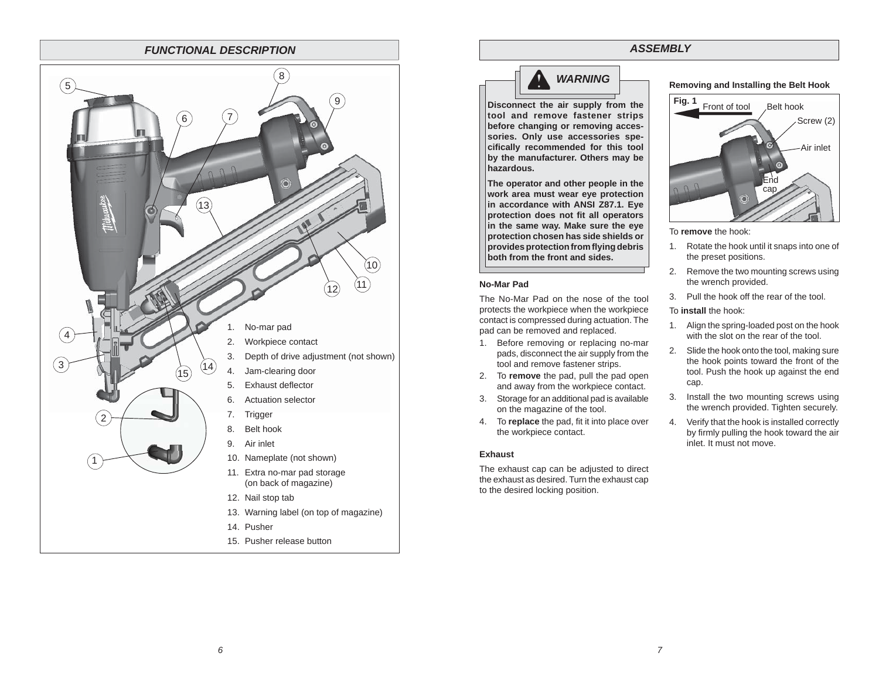## FUNCTIONAL DESCRIPTION

1. No-mar pad
2. Workpiece contact
3. Depth of drive adjustment (not shown)
4. Jam-clearing door
5. Exhaust deflector
6. Actuation selector
7. Trigger
8. Belt hook
9. Air inlet
10. Nameplate (not shown)
11. Extra no-mar pad storage (on back of magazine)
12. Nail stop tab
13. Warning label (on top of magazine)
14. Pusher
15. Pusher release button

## ASSEMBLY

**WARNING**

**Disconnect the air supply from the tool and remove fastener strips before changing or removing accessories. Only use accessories specifically recommended for this tool by the manufacturer. Others may be hazardous.**

**The operator and other people in the work area must wear eye protection in accordance with ANSI Z87.1. Eye protection does not fit all operators in the same way. Make sure the eye protection chosen has side shields or provides protection from flying debris both from the front and sides.**

### No-Mar Pad

The No-Mar Pad on the nose of the tool protects the workpiece when the workpiece contact is compressed during actuation. The pad can be removed and replaced.

1. Before removing or replacing no-mar pads, disconnect the air supply from the tool and remove fastener strips.
2. To **remove** the pad, pull the pad open and away from the workpiece contact.
3. Storage for an additional pad is available on the magazine of the tool.
4. To **replace** the pad, fit it into place over the workpiece contact.

### Exhaust

The exhaust cap can be adjusted to direct the exhaust as desired. Turn the exhaust cap to the desired locking position.

### Removing and Installing the Belt Hook

Fig. 1 — Front of tool, Belt hook, Screw (2), Air inlet, End cap

To **remove** the hook:

1. Rotate the hook until it snaps into one of the preset positions.
2. Remove the two mounting screws using the wrench provided.
3. Pull the hook off the rear of the tool.

To **install** the hook:

1. Align the spring-loaded post on the hook with the slot on the rear of the tool.
2. Slide the hook onto the tool, making sure the hook points toward the front of the tool. Push the hook up against the end cap.
3. Install the two mounting screws using the wrench provided. Tighten securely.
4. Verify that the hook is installed correctly by firmly pulling the hook toward the air inlet. It must not move.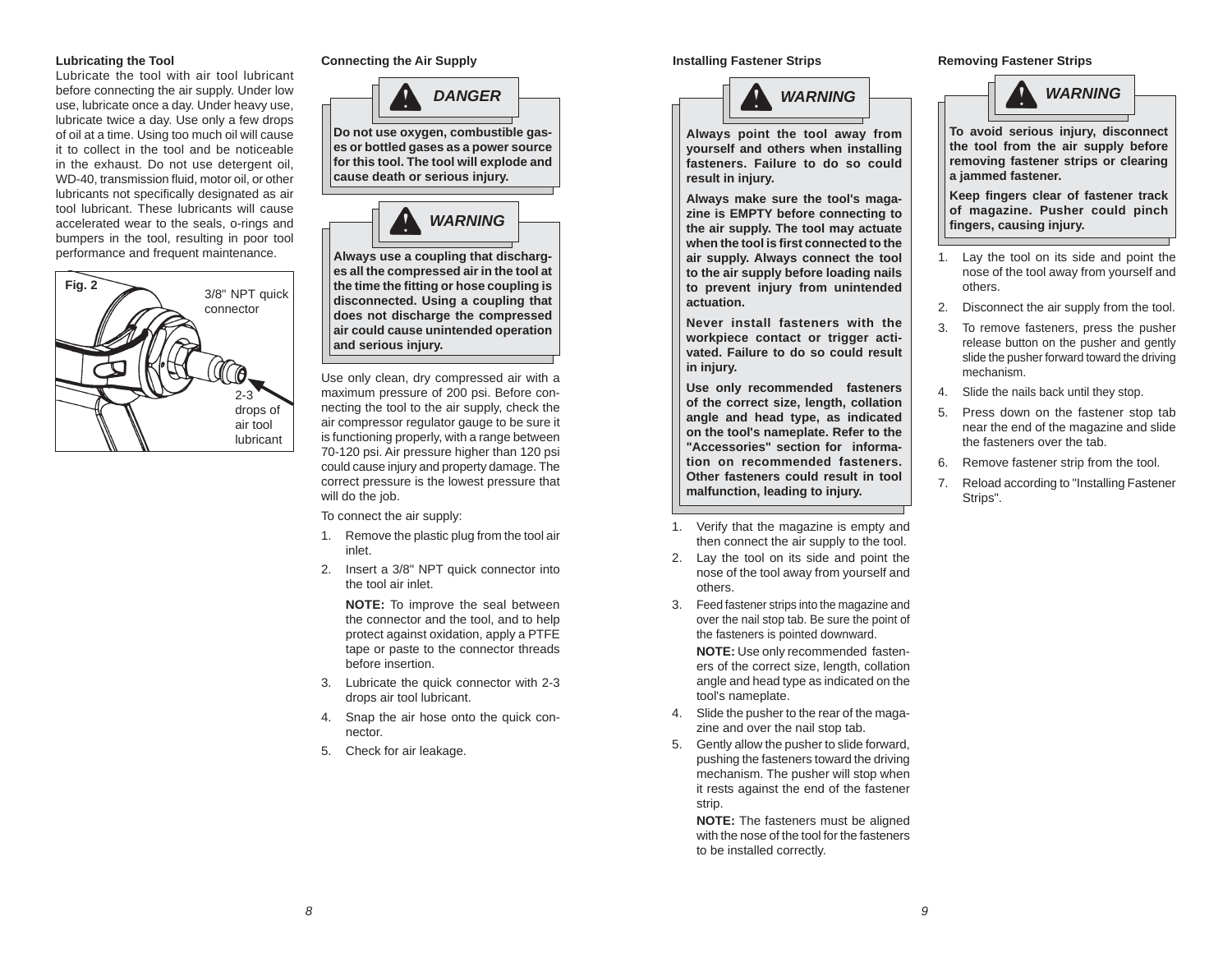### Lubricating the Tool

Lubricate the tool with air tool lubricant before connecting the air supply. Under low use, lubricate once a day. Under heavy use, lubricate twice a day. Use only a few drops of oil at a time. Using too much oil will cause it to collect in the tool and be noticeable in the exhaust. Do not use detergent oil, WD-40, transmission fluid, motor oil, or other lubricants not specifically designated as air tool lubricant. These lubricants will cause accelerated wear to the seals, o-rings and bumpers in the tool, resulting in poor tool performance and frequent maintenance.

Fig. 2

3/8" NPT quick connector

2-3 drops of air tool lubricant

### Connecting the Air Supply

**DANGER**

**Do not use oxygen, combustible gases or bottled gases as a power source for this tool. The tool will explode and cause death or serious injury.**

**WARNING**

**Always use a coupling that discharges all the compressed air in the tool at the time the fitting or hose coupling is disconnected. Using a coupling that does not discharge the compressed air could cause unintended operation and serious injury.**

Use only clean, dry compressed air with a maximum pressure of 200 psi. Before connecting the tool to the air supply, check the air compressor regulator gauge to be sure it is functioning properly, with a range between 70-120 psi. Air pressure higher than 120 psi could cause injury and property damage. The correct pressure is the lowest pressure that will do the job.

To connect the air supply:

1. Remove the plastic plug from the tool air inlet.
2. Insert a 3/8" NPT quick connector into the tool air inlet.

   **NOTE:** To improve the seal between the connector and the tool, and to help protect against oxidation, apply a PTFE tape or paste to the connector threads before insertion.
3. Lubricate the quick connector with 2-3 drops air tool lubricant.
4. Snap the air hose onto the quick connector.
5. Check for air leakage.

### Installing Fastener Strips

**WARNING**

**Always point the tool away from yourself and others when installing fasteners. Failure to do so could result in injury.**

**Always make sure the tool's magazine is EMPTY before connecting to the air supply. The tool may actuate when the tool is first connected to the air supply. Always connect the tool to the air supply before loading nails to prevent injury from unintended actuation.**

**Never install fasteners with the workpiece contact or trigger activated. Failure to do so could result in injury.**

**Use only recommended fasteners of the correct size, length, collation angle and head type, as indicated on the tool's nameplate. Refer to the "Accessories" section for information on recommended fasteners. Other fasteners could result in tool malfunction, leading to injury.**

1. Verify that the magazine is empty and then connect the air supply to the tool.
2. Lay the tool on its side and point the nose of the tool away from yourself and others.
3. Feed fastener strips into the magazine and over the nail stop tab. Be sure the point of the fasteners is pointed downward.

   **NOTE:** Use only recommended fasteners of the correct size, length, collation angle and head type as indicated on the tool's nameplate.
4. Slide the pusher to the rear of the magazine and over the nail stop tab.
5. Gently allow the pusher to slide forward, pushing the fasteners toward the driving mechanism. The pusher will stop when it rests against the end of the fastener strip.

   **NOTE:** The fasteners must be aligned with the nose of the tool for the fasteners to be installed correctly.

### Removing Fastener Strips

**WARNING**

**To avoid serious injury, disconnect the tool from the air supply before removing fastener strips or clearing a jammed fastener.**

**Keep fingers clear of fastener track of magazine. Pusher could pinch fingers, causing injury.**

1. Lay the tool on its side and point the nose of the tool away from yourself and others.
2. Disconnect the air supply from the tool.
3. To remove fasteners, press the pusher release button on the pusher and gently slide the pusher forward toward the driving mechanism.
4. Slide the nails back until they stop.
5. Press down on the fastener stop tab near the end of the magazine and slide the fasteners over the tab.
6. Remove fastener strip from the tool.
7. Reload according to "Installing Fastener Strips".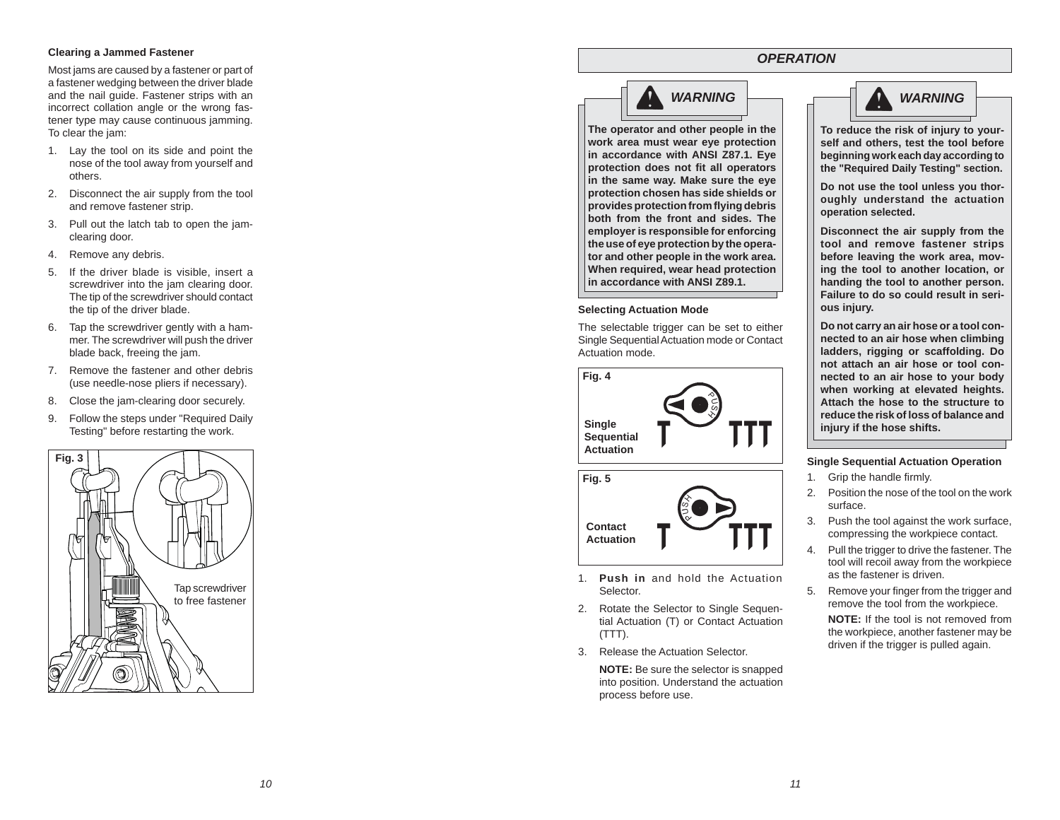### Clearing a Jammed Fastener

Most jams are caused by a fastener or part of a fastener wedging between the driver blade and the nail guide. Fastener strips with an incorrect collation angle or the wrong fastener type may cause continuous jamming. To clear the jam:

1. Lay the tool on its side and point the nose of the tool away from yourself and others.
2. Disconnect the air supply from the tool and remove fastener strip.
3. Pull out the latch tab to open the jam-clearing door.
4. Remove any debris.
5. If the driver blade is visible, insert a screwdriver into the jam clearing door. The tip of the screwdriver should contact the tip of the driver blade.
6. Tap the screwdriver gently with a hammer. The screwdriver will push the driver blade back, freeing the jam.
7. Remove the fastener and other debris (use needle-nose pliers if necessary).
8. Close the jam-clearing door securely.
9. Follow the steps under "Required Daily Testing" before restarting the work.

Fig. 3

Tap screwdriver to free fastener

## OPERATION

**⚠ WARNING**

**The operator and other people in the work area must wear eye protection in accordance with ANSI Z87.1. Eye protection does not fit all operators in the same way. Make sure the eye protection chosen has side shields or provides protection from flying debris both from the front and sides. The employer is responsible for enforcing the use of eye protection by the operator and other people in the work area. When required, wear head protection in accordance with ANSI Z89.1.**

### Selecting Actuation Mode

The selectable trigger can be set to either Single Sequential Actuation mode or Contact Actuation mode.

Fig. 4

**Single Sequential Actuation**

Fig. 5

**Contact Actuation**

1. **Push in** and hold the Actuation Selector.
2. Rotate the Selector to Single Sequential Actuation (T) or Contact Actuation (TTT).
3. Release the Actuation Selector.

   **NOTE:** Be sure the selector is snapped into position. Understand the actuation process before use.

**⚠ WARNING**

**To reduce the risk of injury to yourself and others, test the tool before beginning work each day according to the "Required Daily Testing" section.**

**Do not use the tool unless you thoroughly understand the actuation operation selected.**

**Disconnect the air supply from the tool and remove fastener strips before leaving the work area, moving the tool to another location, or handing the tool to another person. Failure to do so could result in serious injury.**

**Do not carry an air hose or a tool connected to an air hose when climbing ladders, rigging or scaffolding. Do not attach an air hose or tool connected to an air hose to your body when working at elevated heights. Attach the hose to the structure to reduce the risk of loss of balance and injury if the hose shifts.**

### Single Sequential Actuation Operation

1. Grip the handle firmly.
2. Position the nose of the tool on the work surface.
3. Push the tool against the work surface, compressing the workpiece contact.
4. Pull the trigger to drive the fastener. The tool will recoil away from the workpiece as the fastener is driven.
5. Remove your finger from the trigger and remove the tool from the workpiece.

   **NOTE:** If the tool is not removed from the workpiece, another fastener may be driven if the trigger is pulled again.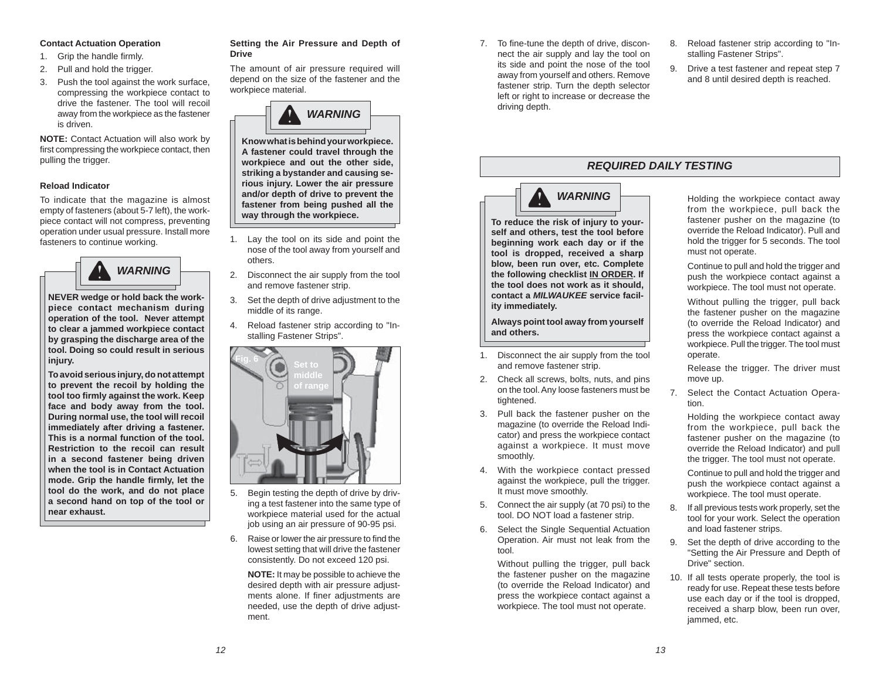### Contact Actuation Operation

1. Grip the handle firmly.
2. Pull and hold the trigger.
3. Push the tool against the work surface, compressing the workpiece contact to drive the fastener. The tool will recoil away from the workpiece as the fastener is driven.

**NOTE:** Contact Actuation will also work by first compressing the workpiece contact, then pulling the trigger.

### Reload Indicator

To indicate that the magazine is almost empty of fasteners (about 5-7 left), the workpiece contact will not compress, preventing operation under usual pressure. Install more fasteners to continue working.

> ***WARNING***
>
> **NEVER wedge or hold back the workpiece contact mechanism during operation of the tool. Never attempt to clear a jammed workpiece contact by grasping the discharge area of the tool. Doing so could result in serious injury.**
>
> **To avoid serious injury, do not attempt to prevent the recoil by holding the tool too firmly against the work. Keep face and body away from the tool. During normal use, the tool will recoil immediately after driving a fastener. This is a normal function of the tool. Restriction to the recoil can result in a second fastener being driven when the tool is in Contact Actuation mode. Grip the handle firmly, let the tool do the work, and do not place a second hand on top of the tool or near exhaust.**

### Setting the Air Pressure and Depth of Drive

The amount of air pressure required will depend on the size of the fastener and the workpiece material.

> ***WARNING***
>
> **Know what is behind your workpiece. A fastener could travel through the workpiece and out the other side, striking a bystander and causing serious injury. Lower the air pressure and/or depth of drive to prevent the fastener from being pushed all the way through the workpiece.**

1. Lay the tool on its side and point the nose of the tool away from yourself and others.
2. Disconnect the air supply from the tool and remove fastener strip.
3. Set the depth of drive adjustment to the middle of its range.
4. Reload fastener strip according to "Installing Fastener Strips".

Fig. 6 — Set to middle of range

5. Begin testing the depth of drive by driving a test fastener into the same type of workpiece material used for the actual job using an air pressure of 90-95 psi.
6. Raise or lower the air pressure to find the lowest setting that will drive the fastener consistently. Do not exceed 120 psi.

   **NOTE:** It may be possible to achieve the desired depth with air pressure adjustments alone. If finer adjustments are needed, use the depth of drive adjustment.

7. To fine-tune the depth of drive, disconnect the air supply and lay the tool on its side and point the nose of the tool away from yourself and others. Remove fastener strip. Turn the depth selector left or right to increase or decrease the driving depth.
8. Reload fastener strip according to "Installing Fastener Strips".
9. Drive a test fastener and repeat step 7 and 8 until desired depth is reached.

## *REQUIRED DAILY TESTING*

> ***WARNING***
>
> **To reduce the risk of injury to yourself and others, test the tool before beginning work each day or if the tool is dropped, received a sharp blow, been run over, etc. Complete the following checklist <u>IN ORDER</u>. If the tool does not work as it should, contact a *MILWAUKEE* service facility immediately.**
>
> **Always point tool away from yourself and others.**

1. Disconnect the air supply from the tool and remove fastener strip.
2. Check all screws, bolts, nuts, and pins on the tool. Any loose fasteners must be tightened.
3. Pull back the fastener pusher on the magazine (to override the Reload Indicator) and press the workpiece contact against a workpiece. It must move smoothly.
4. With the workpiece contact pressed against the workpiece, pull the trigger. It must move smoothly.
5. Connect the air supply (at 70 psi) to the tool. DO NOT load a fastener strip.
6. Select the Single Sequential Actuation Operation. Air must not leak from the tool.

   Without pulling the trigger, pull back the fastener pusher on the magazine (to override the Reload Indicator) and press the workpiece contact against a workpiece. The tool must not operate.

   Holding the workpiece contact away from the workpiece, pull back the fastener pusher on the magazine (to override the Reload Indicator). Pull and hold the trigger for 5 seconds. The tool must not operate.

   Continue to pull and hold the trigger and push the workpiece contact against a workpiece. The tool must not operate.

   Without pulling the trigger, pull back the fastener pusher on the magazine (to override the Reload Indicator) and press the workpiece contact against a workpiece. Pull the trigger. The tool must operate.

   Release the trigger. The driver must move up.

7. Select the Contact Actuation Operation.

   Holding the workpiece contact away from the workpiece, pull back the fastener pusher on the magazine (to override the Reload Indicator) and pull the trigger. The tool must not operate.

   Continue to pull and hold the trigger and push the workpiece contact against a workpiece. The tool must operate.

8. If all previous tests work properly, set the tool for your work. Select the operation and load fastener strips.
9. Set the depth of drive according to the "Setting the Air Pressure and Depth of Drive" section.
10. If all tests operate properly, the tool is ready for use. Repeat these tests before use each day or if the tool is dropped, received a sharp blow, been run over, jammed, etc.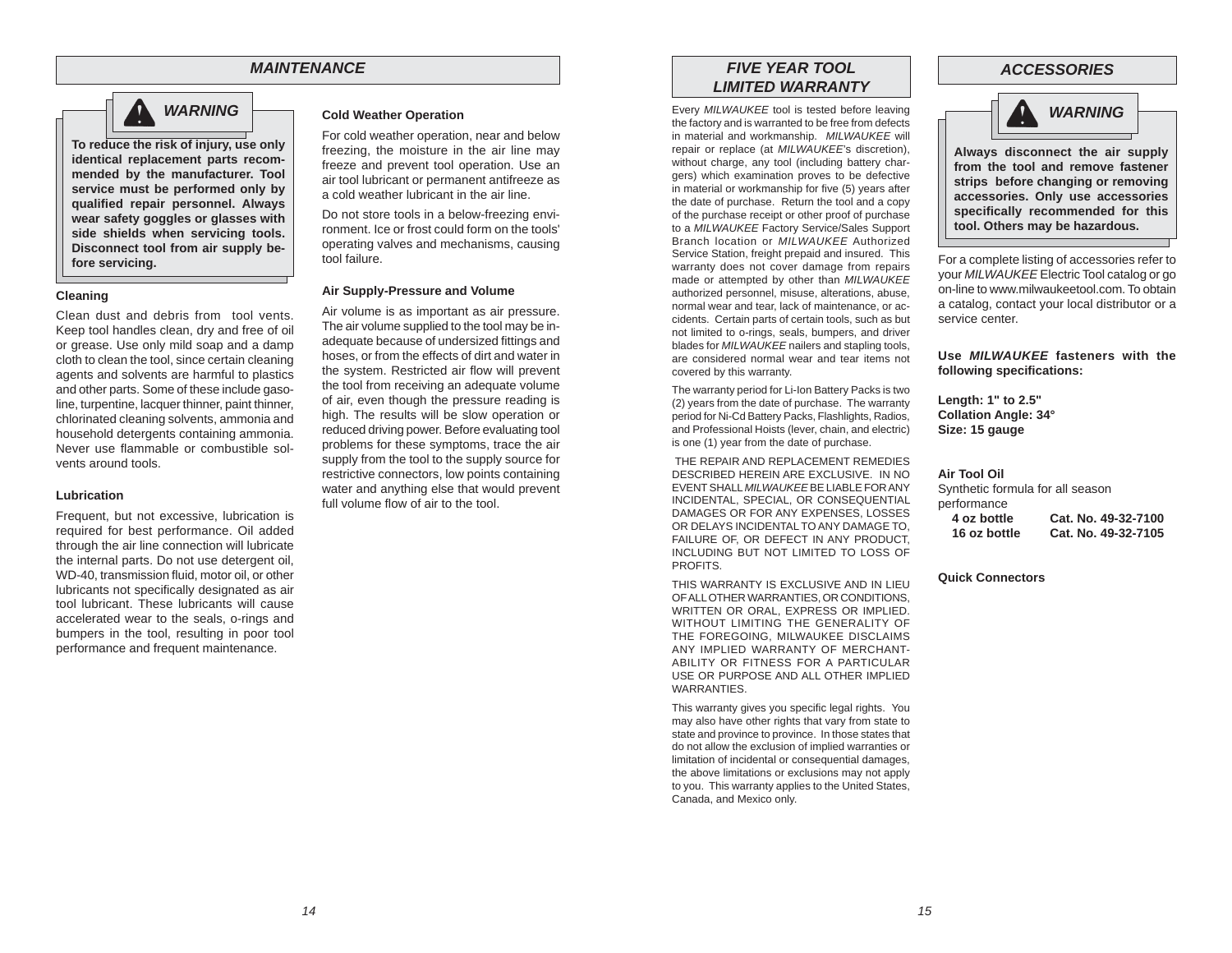## *MAINTENANCE*

### ⚠ *WARNING*

**To reduce the risk of injury, use only identical replacement parts recommended by the manufacturer. Tool service must be performed only by qualified repair personnel. Always wear safety goggles or glasses with side shields when servicing tools. Disconnect tool from air supply before servicing.**

**Cleaning**

Clean dust and debris from tool vents. Keep tool handles clean, dry and free of oil or grease. Use only mild soap and a damp cloth to clean the tool, since certain cleaning agents and solvents are harmful to plastics and other parts. Some of these include gasoline, turpentine, lacquer thinner, paint thinner, chlorinated cleaning solvents, ammonia and household detergents containing ammonia. Never use flammable or combustible solvents around tools.

**Lubrication**

Frequent, but not excessive, lubrication is required for best performance. Oil added through the air line connection will lubricate the internal parts. Do not use detergent oil, WD-40, transmission fluid, motor oil, or other lubricants not specifically designated as air tool lubricant. These lubricants will cause accelerated wear to the seals, o-rings and bumpers in the tool, resulting in poor tool performance and frequent maintenance.

**Cold Weather Operation**

For cold weather operation, near and below freezing, the moisture in the air line may freeze and prevent tool operation. Use an air tool lubricant or permanent antifreeze as a cold weather lubricant in the air line.

Do not store tools in a below-freezing environment. Ice or frost could form on the tools' operating valves and mechanisms, causing tool failure.

**Air Supply-Pressure and Volume**

Air volume is as important as air pressure. The air volume supplied to the tool may be inadequate because of undersized fittings and hoses, or from the effects of dirt and water in the system. Restricted air flow will prevent the tool from receiving an adequate volume of air, even though the pressure reading is high. The results will be slow operation or reduced driving power. Before evaluating tool problems for these symptoms, trace the air supply from the tool to the supply source for restrictive connectors, low points containing water and anything else that would prevent full volume flow of air to the tool.

## *FIVE YEAR TOOL LIMITED WARRANTY*

Every *MILWAUKEE* tool is tested before leaving the factory and is warranted to be free from defects in material and workmanship. *MILWAUKEE* will repair or replace (at *MILWAUKEE*'s discretion), without charge, any tool (including battery chargers) which examination proves to be defective in material or workmanship for five (5) years after the date of purchase. Return the tool and a copy of the purchase receipt or other proof of purchase to a *MILWAUKEE* Factory Service/Sales Support Branch location or *MILWAUKEE* Authorized Service Station, freight prepaid and insured. This warranty does not cover damage from repairs made or attempted by other than *MILWAUKEE* authorized personnel, misuse, alterations, abuse, normal wear and tear, lack of maintenance, or accidents. Certain parts of certain tools, such as but not limited to o-rings, seals, bumpers, and driver blades for *MILWAUKEE* nailers and stapling tools, are considered normal wear and tear items not covered by this warranty.

The warranty period for Li-Ion Battery Packs is two (2) years from the date of purchase. The warranty period for Ni-Cd Battery Packs, Flashlights, Radios, and Professional Hoists (lever, chain, and electric) is one (1) year from the date of purchase.

THE REPAIR AND REPLACEMENT REMEDIES DESCRIBED HEREIN ARE EXCLUSIVE. IN NO EVENT SHALL *MILWAUKEE* BE LIABLE FOR ANY INCIDENTAL, SPECIAL, OR CONSEQUENTIAL DAMAGES OR FOR ANY EXPENSES, LOSSES OR DELAYS INCIDENTAL TO ANY DAMAGE TO, FAILURE OF, OR DEFECT IN ANY PRODUCT, INCLUDING BUT NOT LIMITED TO LOSS OF PROFITS.

THIS WARRANTY IS EXCLUSIVE AND IN LIEU OF ALL OTHER WARRANTIES, OR CONDITIONS, WRITTEN OR ORAL, EXPRESS OR IMPLIED. WITHOUT LIMITING THE GENERALITY OF THE FOREGOING, MILWAUKEE DISCLAIMS ANY IMPLIED WARRANTY OF MERCHANTABILITY OR FITNESS FOR A PARTICULAR USE OR PURPOSE AND ALL OTHER IMPLIED WARRANTIES.

This warranty gives you specific legal rights. You may also have other rights that vary from state to state and province to province. In those states that do not allow the exclusion of implied warranties or limitation of incidental or consequential damages, the above limitations or exclusions may not apply to you. This warranty applies to the United States, Canada, and Mexico only.

## *ACCESSORIES*

### ⚠ *WARNING*

**Always disconnect the air supply from the tool and remove fastener strips before changing or removing accessories. Only use accessories specifically recommended for this tool. Others may be hazardous.**

For a complete listing of accessories refer to your *MILWAUKEE* Electric Tool catalog or go on-line to www.milwaukeetool.com. To obtain a catalog, contact your local distributor or a service center.

**Use *MILWAUKEE* fasteners with the following specifications:**

**Length: 1" to 2.5"**
**Collation Angle: 34°**
**Size: 15 gauge**

**Air Tool Oil**
Synthetic formula for all season performance

| | |
|---|---|
| **4 oz bottle** | **Cat. No. 49-32-7100** |
| **16 oz bottle** | **Cat. No. 49-32-7105** |

**Quick Connectors**